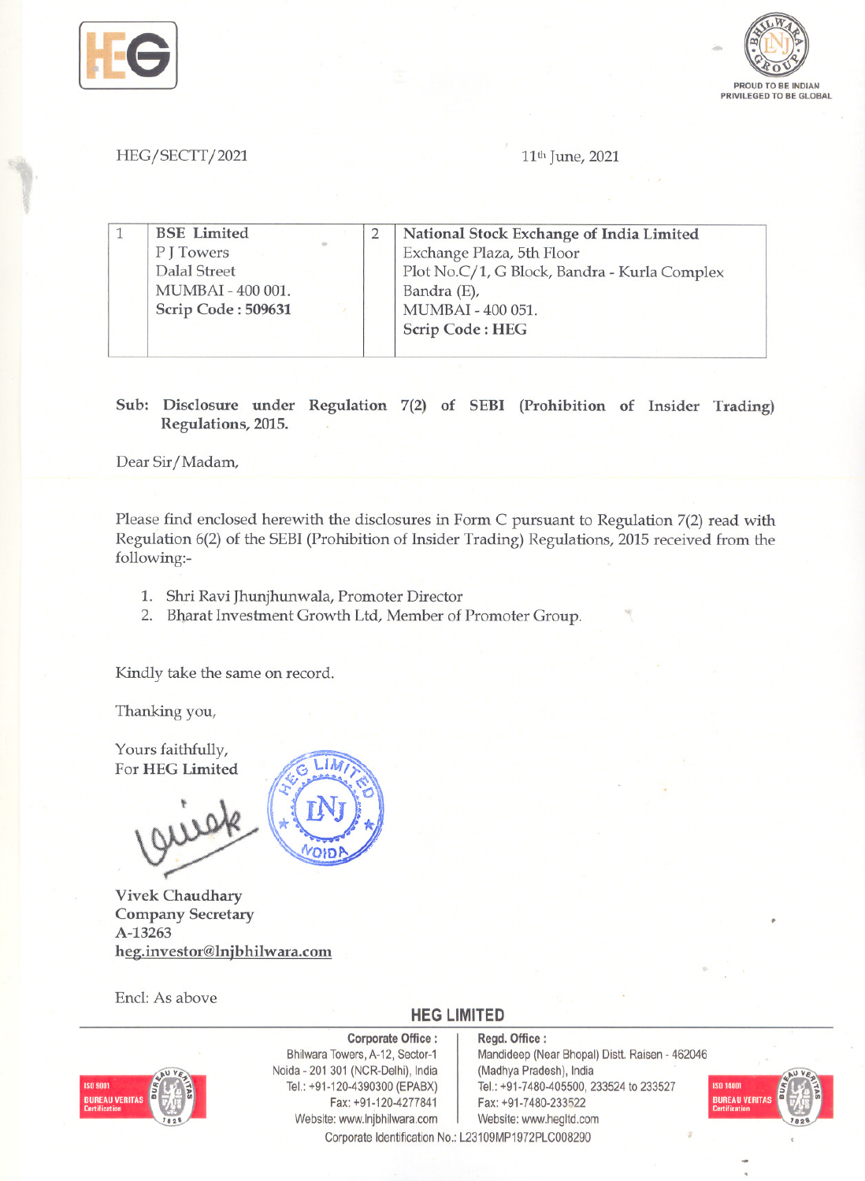HEG/SECTT/2021

11th June, 2021

| 1 | **BSE Limited**<br>P J Towers<br>Dalal Street<br>MUMBAI - 400 001.<br>**Scrip Code : 509631** | 2 | **National Stock Exchange of India Limited**<br>Exchange Plaza, 5th Floor<br>Plot No.C/1, G Block, Bandra - Kurla Complex<br>Bandra (E),<br>MUMBAI - 400 051.<br>**Scrip Code : HEG** |
|---|---|---|---|

**Sub: Disclosure under Regulation 7(2) of SEBI (Prohibition of Insider Trading) Regulations, 2015.**

Dear Sir/Madam,

Please find enclosed herewith the disclosures in Form C pursuant to Regulation 7(2) read with Regulation 6(2) of the SEBI (Prohibition of Insider Trading) Regulations, 2015 received from the following:-

1. Shri Ravi Jhunjhunwala, Promoter Director
2. Bharat Investment Growth Ltd, Member of Promoter Group.

Kindly take the same on record.

Thanking you,

Yours faithfully,
For **HEG Limited**

**Vivek Chaudhary**
**Company Secretary**
**A-13263**
**heg.investor@lnjbhilwara.com**

Encl: As above

**HEG LIMITED**

**Corporate Office :**
Bhilwara Towers, A-12, Sector-1
Noida - 201 301 (NCR-Delhi), India
Tel.: +91-120-4390300 (EPABX)
Fax: +91-120-4277841
Website: www.lnjbhilwara.com

**Regd. Office :**
Mandideep (Near Bhopal) Distt. Raisen - 462046
(Madhya Pradesh), India
Tel.: +91-7480-405500, 233524 to 233527
Fax: +91-7480-233522
Website: www.hegltd.com

Corporate Identification No.: L23109MP1972PLC008290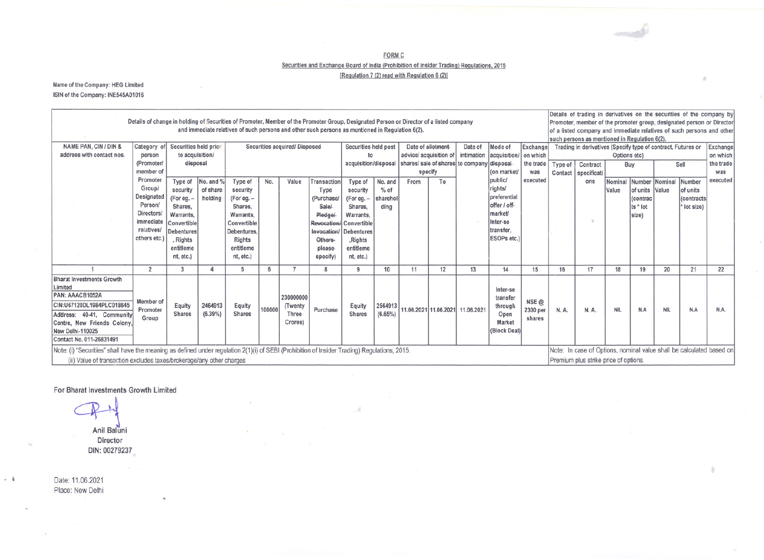FORM C

Securities and Exchange Board of India (Prohibition of Insider Trading) Regulations, 2015

[Regulation 7 (2) read with Regulation 6 (2)]

Name of the Company: HEG Limited

ISIN of the Company: INE545A01016

| Details of change in holding of Securities of Promoter, Member of the Promoter Group, Designated Person or Director of a listed company and immediate relatives of such persons and other such persons as mentioned in Regulation 6(2). | | | | | | | | | | | | | | | Details of trading in derivatives on the securities of the company by Promoter, member of the promoter group, designated person or Director of a listed company and immediate relatives of such persons and other such persons as mentioned in Regulation 6(2). | | | | | | |
|---|---|---|---|---|---|---|---|---|---|---|---|---|---|---|---|---|---|---|---|---|---|
| NAME PAN, CIN / DIN & address with contact nos. | Category of person (Promoter/ member of Promoter Group/ Designated Person/ Directors/ immediate relatives/ others etc.) | Securities held prior to acquisition/ disposal | | Securities acquired/ Disposed | | | | Securities held post to acquisition/disposal | | Date of ~~allotment~~ advice/ acquisition of shares/ ~~sale of shares~~ specify | | Date of intimation to company | Mode of acquisition/ disposal (on market/ public/ rights/ preferential offer / off-market/ Inter-se transfer, ESOPs etc.) | Exchange on which the trade was executed | Trading in derivatives (Specify type of contract, Futures or Options etc) | | | | | | Exchange on which the trade was executed |
| | | Type of security (For eg. – Shares, Warrants, Convertible Debentures, Rights entitlement, etc.) | No. and % of share holding | Type of security (For eg. – Shares, Warrants, Convertible Debentures, Rights entitlement, etc.) | No. | Value | Transaction Type (Purchase/ ~~Sale/ Pledge/ Revocation/ Invocation/ Others- please specify~~) | Type of security (For eg. – Shares, Warrants, Convertible Debentures, Rights entitlement, etc.) | No. and % of shareholding | From | To | | | | Type of Contact | Contract specifications | Buy | | Sell | | |
| | | | | | | | | | | | | | | | | | Nominal Value | Number of units (contracts * lot size) | Nominal Value | Number of units (contracts * lot size) | |
| 1 | 2 | 3 | 4 | 5 | 6 | 7 | 8 | 9 | 10 | 11 | 12 | 13 | 14 | 15 | 16 | 17 | 18 | 19 | 20 | 21 | 22 |
| Bharat Investments Growth Limited<br>PAN: AAACB1052A<br>CIN:U67120DL1984PLC018645<br>Address: 40-41, Community Centre, New Friends Colony, New Delhi-110025<br>Contact No. 011-26831491 | Member of Promoter Group | Equity Shares | 2464913 (6.39%) | Equity Shares | 100000 | 230000000 (Twenty Three Crores) | Purchase | Equity Shares | 2564913 (6.65%) | 11.06.2021 | 11.06.2021 | 11.06.2021 | Inter-se transfer through Open Market (Block Deal) | NSE @ 2300 per shares | N. A. | N. A. | NIL | N.A | NIL | N.A | N.A. |

Note: (i) "Securities" shall have the meaning as defined under regulation 2(1)(i) of SEBI (Prohibition of Insider Trading) Regulations, 2015.

(ii) Value of transaction excludes taxes/brokerage/any other charges

Note: In case of Options, nominal value shall be calculated based on Premium plus strike price of options.

For Bharat Investments Growth Limited

Anil Baluni
Director
DIN: 00279237

Date: 11.06.2021
Place: New Delhi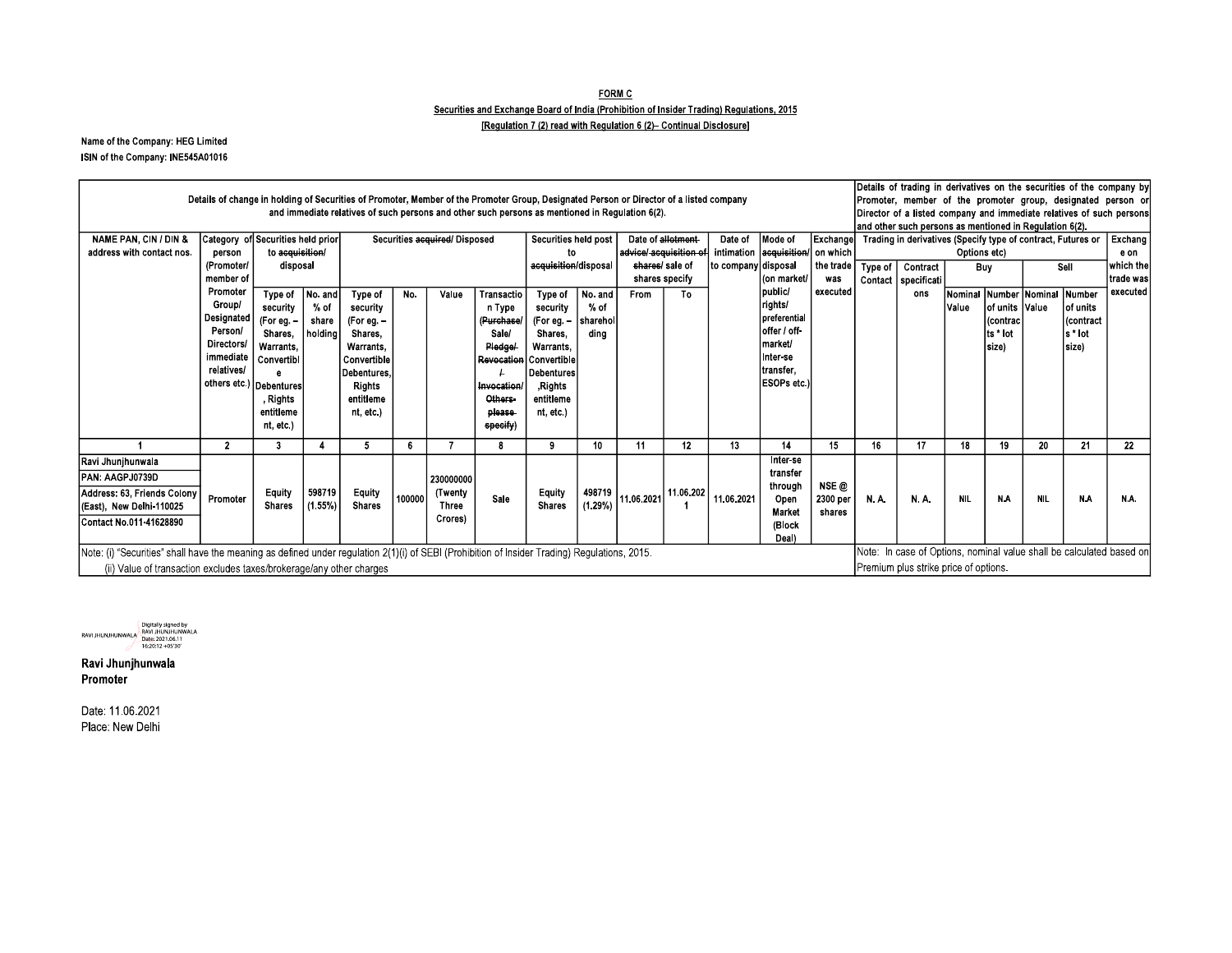**FORM C**

**Securities and Exchange Board of India (Prohibition of Insider Trading) Regulations, 2015**

**[Regulation 7 (2) read with Regulation 6 (2)– Continual Disclosure]**

**Name of the Company: HEG Limited**

**ISIN of the Company: INE545A01016**

| Details of change in holding of Securities of Promoter, Member of the Promoter Group, Designated Person or Director of a listed company and immediate relatives of such persons and other such persons as mentioned in Regulation 6(2). | | | | | | | | | | | | | | | Details of trading in derivatives on the securities of the company by Promoter, member of the promoter group, designated person or Director of a listed company and immediate relatives of such persons and other such persons as mentioned in Regulation 6(2). | | | | | | |
|---|---|---|---|---|---|---|---|---|---|---|---|---|---|---|---|---|---|---|---|---|---|
| NAME PAN, CIN / DIN & address with contact nos. | Category of person (Promoter/ member of Promoter Group/ Designated Person/ Directors/ immediate relatives/ others etc.) | Securities held prior to ~~acquisition~~/ disposal | | Securities ~~acquired~~/ Disposed | | | | Securities held post to ~~acquisition~~/disposal | | Date of ~~allotment advice/ acquisition of shares~~/ sale of shares specify | | Date of intimation to company | Mode of ~~acquisition~~/ disposal (on market/ public/ rights/ preferential offer / off-market/ Inter-se transfer, ESOPs etc.) | Exchange on which the trade was executed | Trading in derivatives (Specify type of contract, Futures or Options etc) | | | | | | Exchange on which the trade was executed |
| | | Type of security (For eg. – Shares, Warrants, Convertible Debentures, Rights entitlement, etc.) | No. and % of share holding | Type of security (For eg. – Shares, Warrants, Convertible Debentures, Rights entitlement, etc.) | No. | Value | Transaction Type (~~Purchase~~/ Sale/ ~~Pledge/ Revocation / Invocation/ Others- please specify~~) | Type of security (For eg. – Shares, Warrants, Convertible Debentures ,Rights entitlement, etc.) | No. and % of shareholding | From | To | | | | Type of Contact | Contract specifications | Buy | | Sell | | |
| | | | | | | | | | | | | | | | | | Nominal Value | Number of units (contracts * lot size) | Nominal Value | Number of units (contracts * lot size) | |
| 1 | 2 | 3 | 4 | 5 | 6 | 7 | 8 | 9 | 10 | 11 | 12 | 13 | 14 | 15 | 16 | 17 | 18 | 19 | 20 | 21 | 22 |
| Ravi Jhunjhunwala<br>PAN: AAGPJ0739D<br>Address: 63, Friends Colony (East), New Delhi-110025<br>Contact No.011-41628890 | Promoter | Equity Shares | 598719 (1.55%) | Equity Shares | 100000 | 230000000 (Twenty Three Crores) | Sale | Equity Shares | 498719 (1.29%) | 11.06.2021 | 11.06.2021 | 11.06.2021 | Inter-se transfer through Open Market (Block Deal) | NSE @ 2300 per shares | N. A. | N. A. | NIL | N.A | NIL | N.A | N.A. |
| Note: (i) "Securities" shall have the meaning as defined under regulation 2(1)(i) of SEBI (Prohibition of Insider Trading) Regulations, 2015.<br>(ii) Value of transaction excludes taxes/brokerage/any other charges | | | | | | | | | | | | | | | Note: In case of Options, notional value shall be calculated based on Premium plus strike price of options. | | | | | | |

RAVI JHUNJHUNWALA Digitally signed by RAVI JHUNJHUNWALA Date: 2021.06.11 16:20:12 +05'30'

**Ravi Jhunjhunwala**
**Promoter**

Date: 11.06.2021
Place: New Delhi